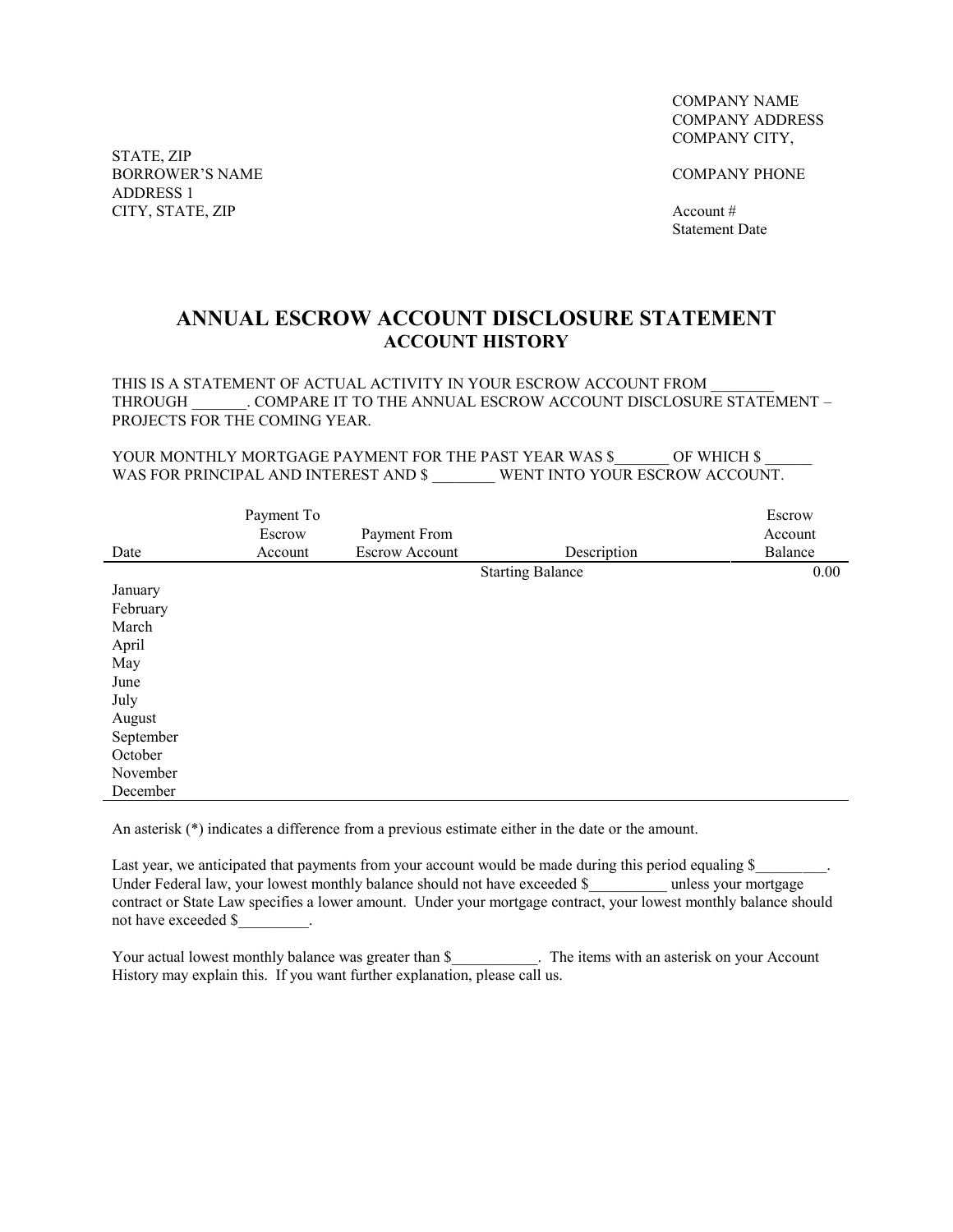COMPANY NAME
COMPANY ADDRESS
COMPANY CITY,

STATE, ZIP
BORROWER'S NAME
ADDRESS 1
CITY, STATE, ZIP

COMPANY PHONE

Account #
Statement Date

# ANNUAL ESCROW ACCOUNT DISCLOSURE STATEMENT

## ACCOUNT HISTORY

THIS IS A STATEMENT OF ACTUAL ACTIVITY IN YOUR ESCROW ACCOUNT FROM ________ THROUGH _______. COMPARE IT TO THE ANNUAL ESCROW ACCOUNT DISCLOSURE STATEMENT – PROJECTS FOR THE COMING YEAR.

YOUR MONTHLY MORTGAGE PAYMENT FOR THE PAST YEAR WAS $_______ OF WHICH $ ______ WAS FOR PRINCIPAL AND INTEREST AND $ ________ WENT INTO YOUR ESCROW ACCOUNT.

| Date | Payment To Escrow Account | Payment From Escrow Account | Description | Escrow Account Balance |
|---|---|---|---|---|
| | | | Starting Balance | 0.00 |
| January | | | | |
| February | | | | |
| March | | | | |
| April | | | | |
| May | | | | |
| June | | | | |
| July | | | | |
| August | | | | |
| September | | | | |
| October | | | | |
| November | | | | |
| December | | | | |

An asterisk (*) indicates a difference from a previous estimate either in the date or the amount.

Last year, we anticipated that payments from your account would be made during this period equaling $_________. Under Federal law, your lowest monthly balance should not have exceeded $__________ unless your mortgage contract or State Law specifies a lower amount. Under your mortgage contract, your lowest monthly balance should not have exceeded $_________.

Your actual lowest monthly balance was greater than $___________. The items with an asterisk on your Account History may explain this. If you want further explanation, please call us.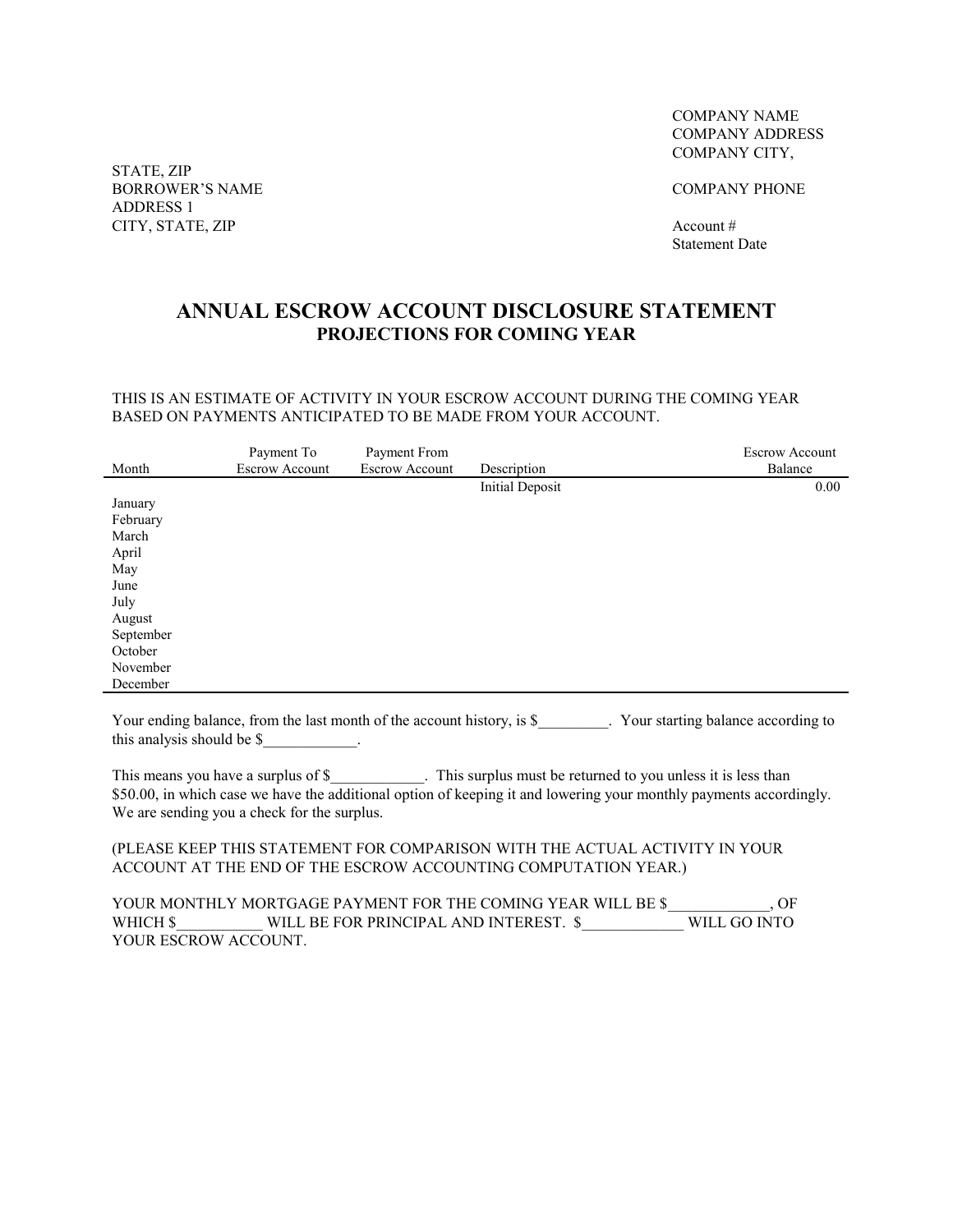COMPANY NAME
COMPANY ADDRESS
COMPANY CITY,

STATE, ZIP
BORROWER'S NAME
ADDRESS 1
CITY, STATE, ZIP

COMPANY PHONE

Account #
Statement Date

# ANNUAL ESCROW ACCOUNT DISCLOSURE STATEMENT
## PROJECTIONS FOR COMING YEAR

THIS IS AN ESTIMATE OF ACTIVITY IN YOUR ESCROW ACCOUNT DURING THE COMING YEAR BASED ON PAYMENTS ANTICIPATED TO BE MADE FROM YOUR ACCOUNT.

| Month | Payment To Escrow Account | Payment From Escrow Account | Description | Escrow Account Balance |
|---|---|---|---|---|
| | | | Initial Deposit | 0.00 |
| January | | | | |
| February | | | | |
| March | | | | |
| April | | | | |
| May | | | | |
| June | | | | |
| July | | | | |
| August | | | | |
| September | | | | |
| October | | | | |
| November | | | | |
| December | | | | |

Your ending balance, from the last month of the account history, is $_________. Your starting balance according to this analysis should be $____________.

This means you have a surplus of $____________. This surplus must be returned to you unless it is less than $50.00, in which case we have the additional option of keeping it and lowering your monthly payments accordingly. We are sending you a check for the surplus.

(PLEASE KEEP THIS STATEMENT FOR COMPARISON WITH THE ACTUAL ACTIVITY IN YOUR ACCOUNT AT THE END OF THE ESCROW ACCOUNTING COMPUTATION YEAR.)

YOUR MONTHLY MORTGAGE PAYMENT FOR THE COMING YEAR WILL BE $_____________, OF WHICH $___________ WILL BE FOR PRINCIPAL AND INTEREST. $_____________ WILL GO INTO YOUR ESCROW ACCOUNT.